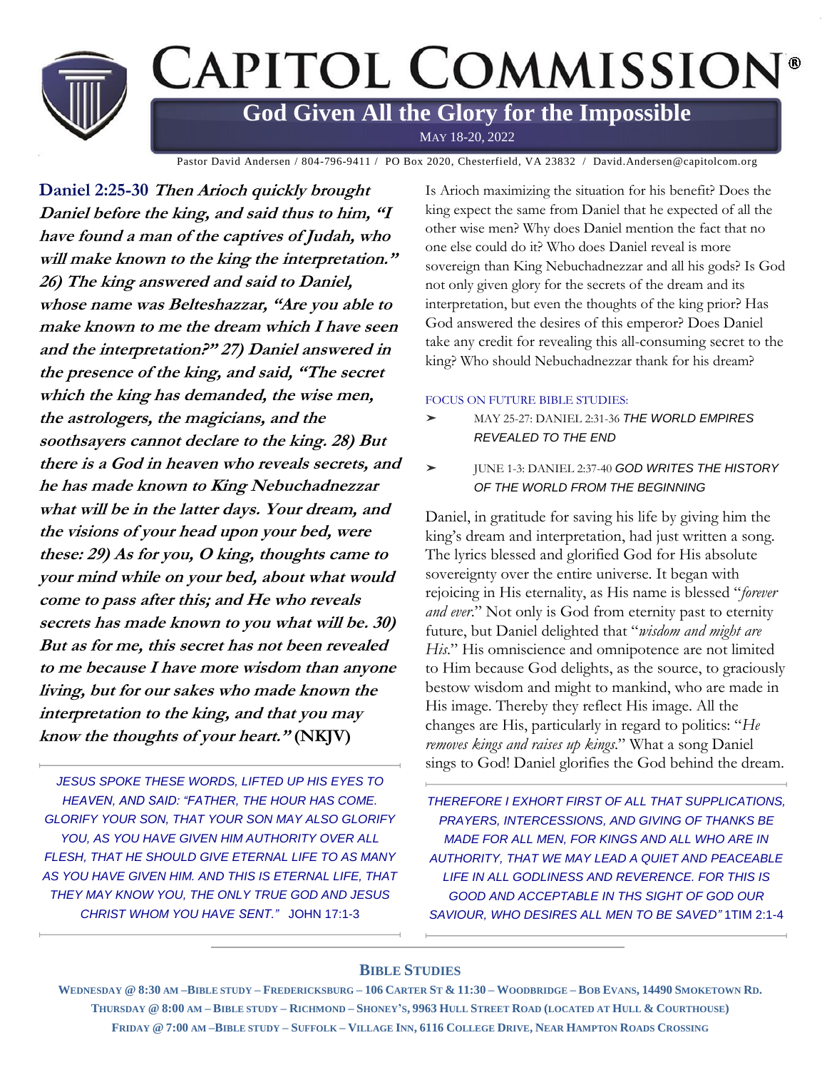# CAPITOL COMMISSION®

## God Given All the Glory for the Impossible

MAY 18-20, 2022

Pastor David Andersen / 804-796-9411 / PO Box 2020, Chesterfield, VA 23832 / David.Andersen@capitolcom.org

**Daniel 2:25-30** ***Then Arioch quickly brought Daniel before the king, and said thus to him, "I have found a man of the captives of Judah, who will make known to the king the interpretation." 26) The king answered and said to Daniel, whose name was Belteshazzar, "Are you able to make known to me the dream which I have seen and the interpretation?" 27) Daniel answered in the presence of the king, and said, "The secret which the king has demanded, the wise men, the astrologers, the magicians, and the soothsayers cannot declare to the king. 28) But there is a God in heaven who reveals secrets, and he has made known to King Nebuchadnezzar what will be in the latter days. Your dream, and the visions of your head upon your bed, were these: 29) As for you, O king, thoughts came to your mind while on your bed, about what would come to pass after this; and He who reveals secrets has made known to you what will be. 30) But as for me, this secret has not been revealed to me because I have more wisdom than anyone living, but for our sakes who made known the interpretation to the king, and that you may know the thoughts of your heart."*** **(NKJV)**

*JESUS SPOKE THESE WORDS, LIFTED UP HIS EYES TO HEAVEN, AND SAID: "FATHER, THE HOUR HAS COME. GLORIFY YOUR SON, THAT YOUR SON MAY ALSO GLORIFY YOU, AS YOU HAVE GIVEN HIM AUTHORITY OVER ALL FLESH, THAT HE SHOULD GIVE ETERNAL LIFE TO AS MANY AS YOU HAVE GIVEN HIM. AND THIS IS ETERNAL LIFE, THAT THEY MAY KNOW YOU, THE ONLY TRUE GOD AND JESUS CHRIST WHOM YOU HAVE SENT."* JOHN 17:1-3

Is Arioch maximizing the situation for his benefit? Does the king expect the same from Daniel that he expected of all the other wise men? Why does Daniel mention the fact that no one else could do it? Who does Daniel reveal is more sovereign than King Nebuchadnezzar and all his gods? Is God not only given glory for the secrets of the dream and its interpretation, but even the thoughts of the king prior? Has God answered the desires of this emperor? Does Daniel take any credit for revealing this all-consuming secret to the king? Who should Nebuchadnezzar thank for his dream?

FOCUS ON FUTURE BIBLE STUDIES:

- MAY 25-27: DANIEL 2:31-36 *THE WORLD EMPIRES REVEALED TO THE END*
- JUNE 1-3: DANIEL 2:37-40 *GOD WRITES THE HISTORY OF THE WORLD FROM THE BEGINNING*

Daniel, in gratitude for saving his life by giving him the king's dream and interpretation, had just written a song. The lyrics blessed and glorified God for His absolute sovereignty over the entire universe. It began with rejoicing in His eternality, as His name is blessed "*forever and ever*." Not only is God from eternity past to eternity future, but Daniel delighted that "*wisdom and might are His*." His omniscience and omnipotence are not limited to Him because God delights, as the source, to graciously bestow wisdom and might to mankind, who are made in His image. Thereby they reflect His image. All the changes are His, particularly in regard to politics: "*He removes kings and raises up kings*." What a song Daniel sings to God! Daniel glorifies the God behind the dream.

*THEREFORE I EXHORT FIRST OF ALL THAT SUPPLICATIONS, PRAYERS, INTERCESSIONS, AND GIVING OF THANKS BE MADE FOR ALL MEN, FOR KINGS AND ALL WHO ARE IN AUTHORITY, THAT WE MAY LEAD A QUIET AND PEACEABLE LIFE IN ALL GODLINESS AND REVERENCE. FOR THIS IS GOOD AND ACCEPTABLE IN THS SIGHT OF GOD OUR SAVIOUR, WHO DESIRES ALL MEN TO BE SAVED"* 1TIM 2:1-4

### BIBLE STUDIES

**WEDNESDAY @ 8:30 AM –BIBLE STUDY – FREDERICKSBURG – 106 CARTER ST & 11:30 – WOODBRIDGE – BOB EVANS, 14490 SMOKETOWN RD.**

**THURSDAY @ 8:00 AM – BIBLE STUDY – RICHMOND – SHONEY'S, 9963 HULL STREET ROAD (LOCATED AT HULL & COURTHOUSE)**

**FRIDAY @ 7:00 AM –BIBLE STUDY – SUFFOLK – VILLAGE INN, 6116 COLLEGE DRIVE, NEAR HAMPTON ROADS CROSSING**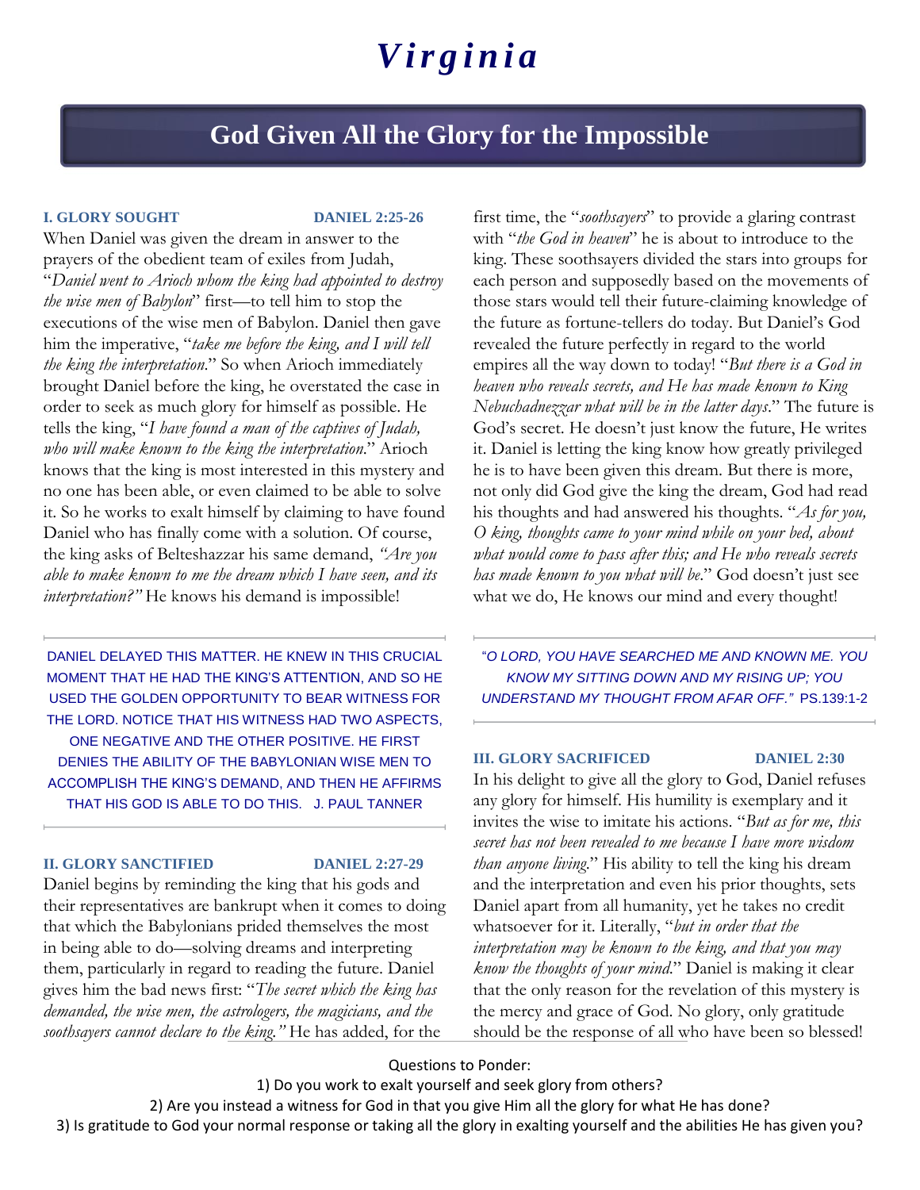# *Virginia*

## God Given All the Glory for the Impossible

### I. GLORY SOUGHT — DANIEL 2:25-26

When Daniel was given the dream in answer to the prayers of the obedient team of exiles from Judah, "*Daniel went to Arioch whom the king had appointed to destroy the wise men of Babylon*" first—to tell him to stop the executions of the wise men of Babylon. Daniel then gave him the imperative, "*take me before the king, and I will tell the king the interpretation*." So when Arioch immediately brought Daniel before the king, he overstated the case in order to seek as much glory for himself as possible. He tells the king, "*I have found a man of the captives of Judah, who will make known to the king the interpretation*." Arioch knows that the king is most interested in this mystery and no one has been able, or even claimed to be able to solve it. So he works to exalt himself by claiming to have found Daniel who has finally come with a solution. Of course, the king asks of Belteshazzar his same demand, *"Are you able to make known to me the dream which I have seen, and its interpretation?"* He knows his demand is impossible!

DANIEL DELAYED THIS MATTER. HE KNEW IN THIS CRUCIAL MOMENT THAT HE HAD THE KING'S ATTENTION, AND SO HE USED THE GOLDEN OPPORTUNITY TO BEAR WITNESS FOR THE LORD. NOTICE THAT HIS WITNESS HAD TWO ASPECTS, ONE NEGATIVE AND THE OTHER POSITIVE. HE FIRST DENIES THE ABILITY OF THE BABYLONIAN WISE MEN TO ACCOMPLISH THE KING'S DEMAND, AND THEN HE AFFIRMS THAT HIS GOD IS ABLE TO DO THIS. J. PAUL TANNER

### II. GLORY SANCTIFIED — DANIEL 2:27-29

Daniel begins by reminding the king that his gods and their representatives are bankrupt when it comes to doing that which the Babylonians prided themselves the most in being able to do—solving dreams and interpreting them, particularly in regard to reading the future. Daniel gives him the bad news first: "*The secret which the king has demanded, the wise men, the astrologers, the magicians, and the soothsayers cannot declare to the king."* He has added, for the first time, the "*soothsayers*" to provide a glaring contrast with "*the God in heaven*" he is about to introduce to the king. These soothsayers divided the stars into groups for each person and supposedly based on the movements of those stars would tell their future-claiming knowledge of the future as fortune-tellers do today. But Daniel's God revealed the future perfectly in regard to the world empires all the way down to today! "*But there is a God in heaven who reveals secrets, and He has made known to King Nebuchadnezzar what will be in the latter days*." The future is God's secret. He doesn't just know the future, He writes it. Daniel is letting the king know how greatly privileged he is to have been given this dream. But there is more, not only did God give the king the dream, God had read his thoughts and had answered his thoughts. "*As for you, O king, thoughts came to your mind while on your bed, about what would come to pass after this; and He who reveals secrets has made known to you what will be*." God doesn't just see what we do, He knows our mind and every thought!

*"O LORD, YOU HAVE SEARCHED ME AND KNOWN ME. YOU KNOW MY SITTING DOWN AND MY RISING UP; YOU UNDERSTAND MY THOUGHT FROM AFAR OFF."* PS.139:1-2

### III. GLORY SACRIFICED — DANIEL 2:30

In his delight to give all the glory to God, Daniel refuses any glory for himself. His humility is exemplary and it invites the wise to imitate his actions. "*But as for me, this secret has not been revealed to me because I have more wisdom than anyone living*." His ability to tell the king his dream and the interpretation and even his prior thoughts, sets Daniel apart from all humanity, yet he takes no credit whatsoever for it. Literally, "*but in order that the interpretation may be known to the king, and that you may know the thoughts of your mind*." Daniel is making it clear that the only reason for the revelation of this mystery is the mercy and grace of God. No glory, only gratitude should be the response of all who have been so blessed!

Questions to Ponder:

1) Do you work to exalt yourself and seek glory from others?
2) Are you instead a witness for God in that you give Him all the glory for what He has done?
3) Is gratitude to God your normal response or taking all the glory in exalting yourself and the abilities He has given you?